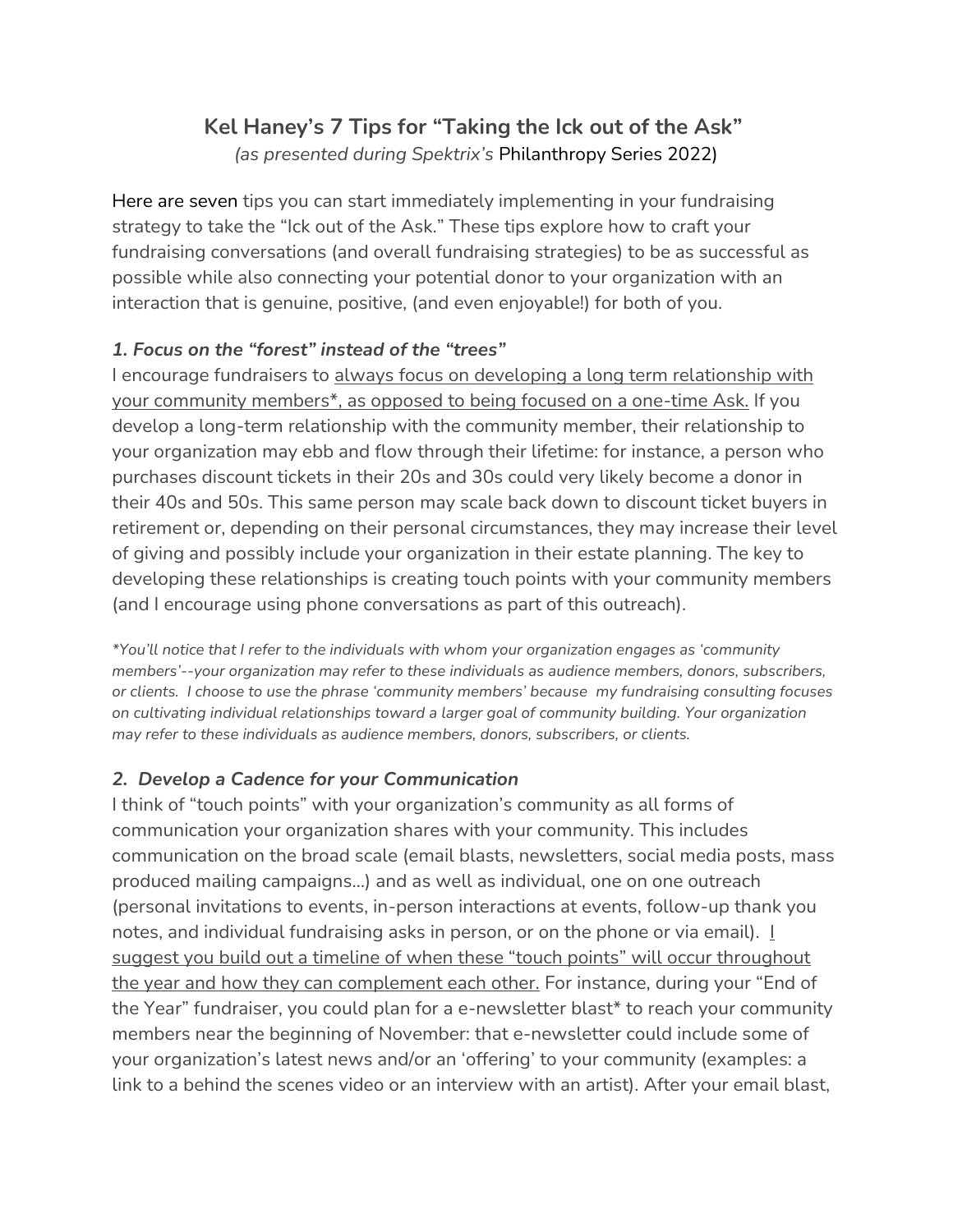## Kel Haney's 7 Tips for "Taking the Ick out of the Ask"

*(as presented during Spektrix's* Philanthropy Series 2022)

Here are seven tips you can start immediately implementing in your fundraising strategy to take the "Ick out of the Ask." These tips explore how to craft your fundraising conversations (and overall fundraising strategies) to be as successful as possible while also connecting your potential donor to your organization with an interaction that is genuine, positive, (and even enjoyable!) for both of you.

### *1. Focus on the "forest" instead of the "trees"*

I encourage fundraisers to <u>always focus on developing a long term relationship with your community members*, as opposed to being focused on a one-time Ask.</u> If you develop a long-term relationship with the community member, their relationship to your organization may ebb and flow through their lifetime: for instance, a person who purchases discount tickets in their 20s and 30s could very likely become a donor in their 40s and 50s. This same person may scale back down to discount ticket buyers in retirement or, depending on their personal circumstances, they may increase their level of giving and possibly include your organization in their estate planning. The key to developing these relationships is creating touch points with your community members (and I encourage using phone conversations as part of this outreach).

*\*You'll notice that I refer to the individuals with whom your organization engages as 'community members'--your organization may refer to these individuals as audience members, donors, subscribers, or clients. I choose to use the phrase 'community members' because my fundraising consulting focuses on cultivating individual relationships toward a larger goal of community building. Your organization may refer to these individuals as audience members, donors, subscribers, or clients.*

### *2. Develop a Cadence for your Communication*

I think of "touch points" with your organization's community as all forms of communication your organization shares with your community. This includes communication on the broad scale (email blasts, newsletters, social media posts, mass produced mailing campaigns...) and as well as individual, one on one outreach (personal invitations to events, in-person interactions at events, follow-up thank you notes, and individual fundraising asks in person, or on the phone or via email). <u>I suggest you build out a timeline of when these "touch points" will occur throughout the year and how they can complement each other.</u> For instance, during your "End of the Year" fundraiser, you could plan for a e-newsletter blast* to reach your community members near the beginning of November: that e-newsletter could include some of your organization's latest news and/or an 'offering' to your community (examples: a link to a behind the scenes video or an interview with an artist). After your email blast,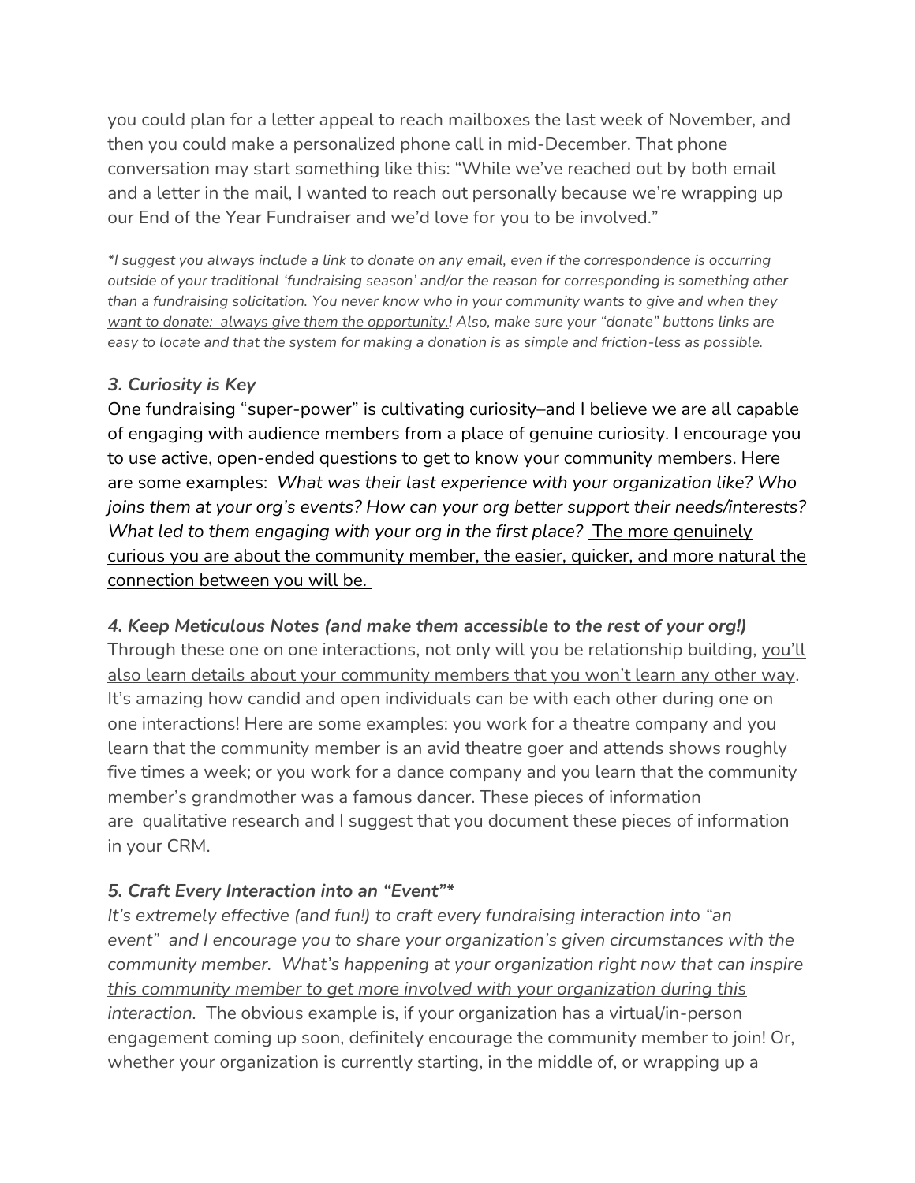you could plan for a letter appeal to reach mailboxes the last week of November, and then you could make a personalized phone call in mid-December. That phone conversation may start something like this: "While we've reached out by both email and a letter in the mail, I wanted to reach out personally because we're wrapping up our End of the Year Fundraiser and we'd love for you to be involved."

**I suggest you always include a link to donate on any email, even if the correspondence is occurring outside of your traditional 'fundraising season' and/or the reason for corresponding is something other than a fundraising solicitation. <u>You never know who in your community wants to give and when they want to donate: always give them the opportunity.</u>! Also, make sure your "donate" buttons links are easy to locate and that the system for making a donation is as simple and friction-less as possible.*

### *3. Curiosity is Key*

One fundraising "super-power" is cultivating curiosity–and I believe we are all capable of engaging with audience members from a place of genuine curiosity. I encourage you to use active, open-ended questions to get to know your community members. Here are some examples: *What was their last experience with your organization like? Who joins them at your org's events? How can your org better support their needs/interests? What led to them engaging with your org in the first place?* <u>The more genuinely curious you are about the community member, the easier, quicker, and more natural the connection between you will be.</u>

### *4. Keep Meticulous Notes (and make them accessible to the rest of your org!)*

Through these one on one interactions, not only will you be relationship building, <u>you'll also learn details about your community members that you won't learn any other way</u>. It's amazing how candid and open individuals can be with each other during one on one interactions! Here are some examples: you work for a theatre company and you learn that the community member is an avid theatre goer and attends shows roughly five times a week; or you work for a dance company and you learn that the community member's grandmother was a famous dancer. These pieces of information are qualitative research and I suggest that you document these pieces of information in your CRM.

### *5. Craft Every Interaction into an "Event"**

*It's extremely effective (and fun!) to craft every fundraising interaction into "an event" and I encourage you to share your organization's given circumstances with the community member. <u>What's happening at your organization right now that can inspire this community member to get more involved with your organization during this interaction.</u>* The obvious example is, if your organization has a virtual/in-person engagement coming up soon, definitely encourage the community member to join! Or, whether your organization is currently starting, in the middle of, or wrapping up a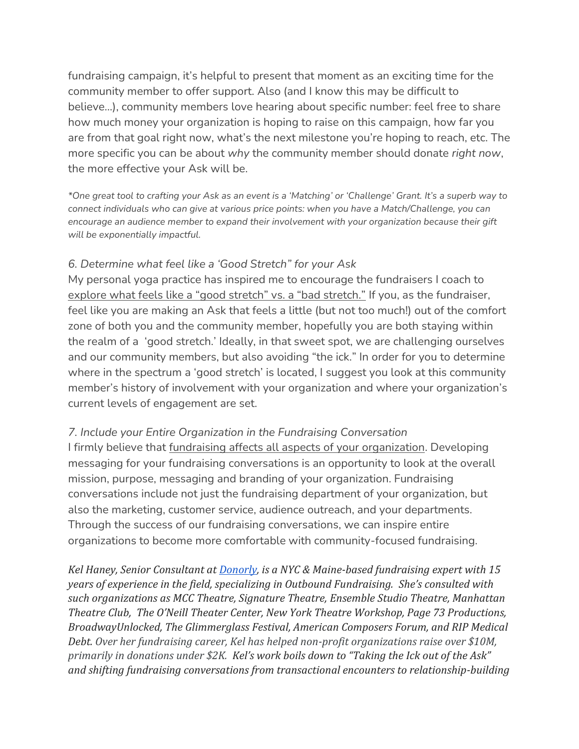fundraising campaign, it's helpful to present that moment as an exciting time for the community member to offer support. Also (and I know this may be difficult to believe...), community members love hearing about specific number: feel free to share how much money your organization is hoping to raise on this campaign, how far you are from that goal right now, what's the next milestone you're hoping to reach, etc. The more specific you can be about *why* the community member should donate *right now*, the more effective your Ask will be.

**One great tool to crafting your Ask as an event is a 'Matching' or 'Challenge' Grant. It's a superb way to connect individuals who can give at various price points: when you have a Match/Challenge, you can encourage an audience member to expand their involvement with your organization because their gift will be exponentially impactful.*

### *6. Determine what feel like a 'Good Stretch" for your Ask*

My personal yoga practice has inspired me to encourage the fundraisers I coach to explore what feels like a "good stretch" vs. a "bad stretch." If you, as the fundraiser, feel like you are making an Ask that feels a little (but not too much!) out of the comfort zone of both you and the community member, hopefully you are both staying within the realm of a 'good stretch.' Ideally, in that sweet spot, we are challenging ourselves and our community members, but also avoiding "the ick." In order for you to determine where in the spectrum a 'good stretch' is located, I suggest you look at this community member's history of involvement with your organization and where your organization's current levels of engagement are set.

### *7. Include your Entire Organization in the Fundraising Conversation*

I firmly believe that fundraising affects all aspects of your organization. Developing messaging for your fundraising conversations is an opportunity to look at the overall mission, purpose, messaging and branding of your organization. Fundraising conversations include not just the fundraising department of your organization, but also the marketing, customer service, audience outreach, and your departments. Through the success of our fundraising conversations, we can inspire entire organizations to become more comfortable with community-focused fundraising.

*Kel Haney, Senior Consultant at Donorly, is a NYC & Maine-based fundraising expert with 15 years of experience in the field, specializing in Outbound Fundraising. She's consulted with such organizations as MCC Theatre, Signature Theatre, Ensemble Studio Theatre, Manhattan Theatre Club, The O'Neill Theater Center, New York Theatre Workshop, Page 73 Productions, BroadwayUnlocked, The Glimmerglass Festival, American Composers Forum, and RIP Medical Debt. Over her fundraising career, Kel has helped non-profit organizations raise over $10M, primarily in donations under $2K. Kel's work boils down to "Taking the Ick out of the Ask" and shifting fundraising conversations from transactional encounters to relationship-building*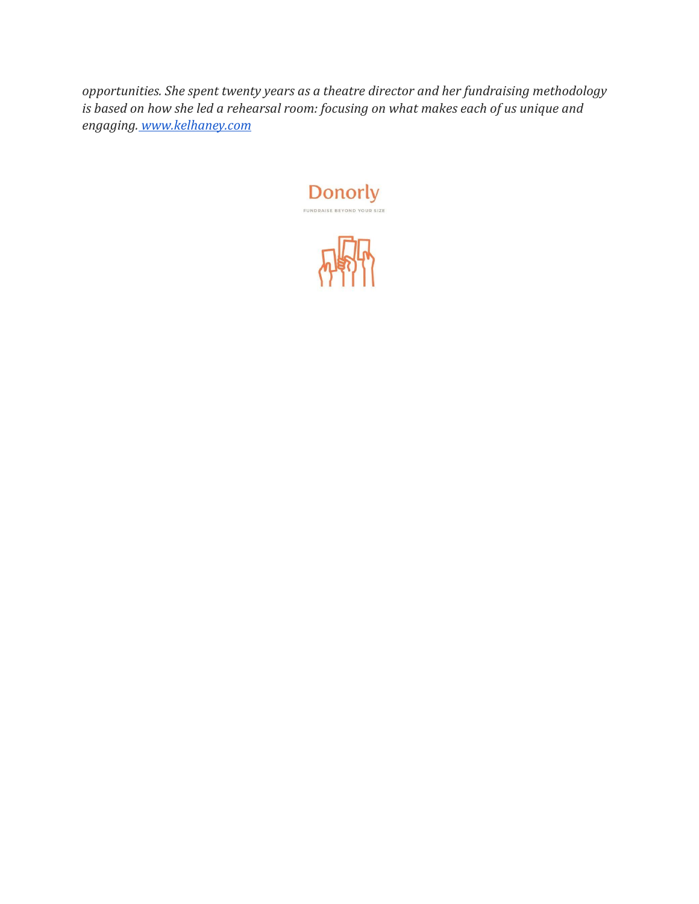*opportunities. She spent twenty years as a theatre director and her fundraising methodology is based on how she led a rehearsal room: focusing on what makes each of us unique and engaging. [www.kelhaney.com](http://www.kelhaney.com)*

Donorly

FUNDRAISE BEYOND YOUR SIZE